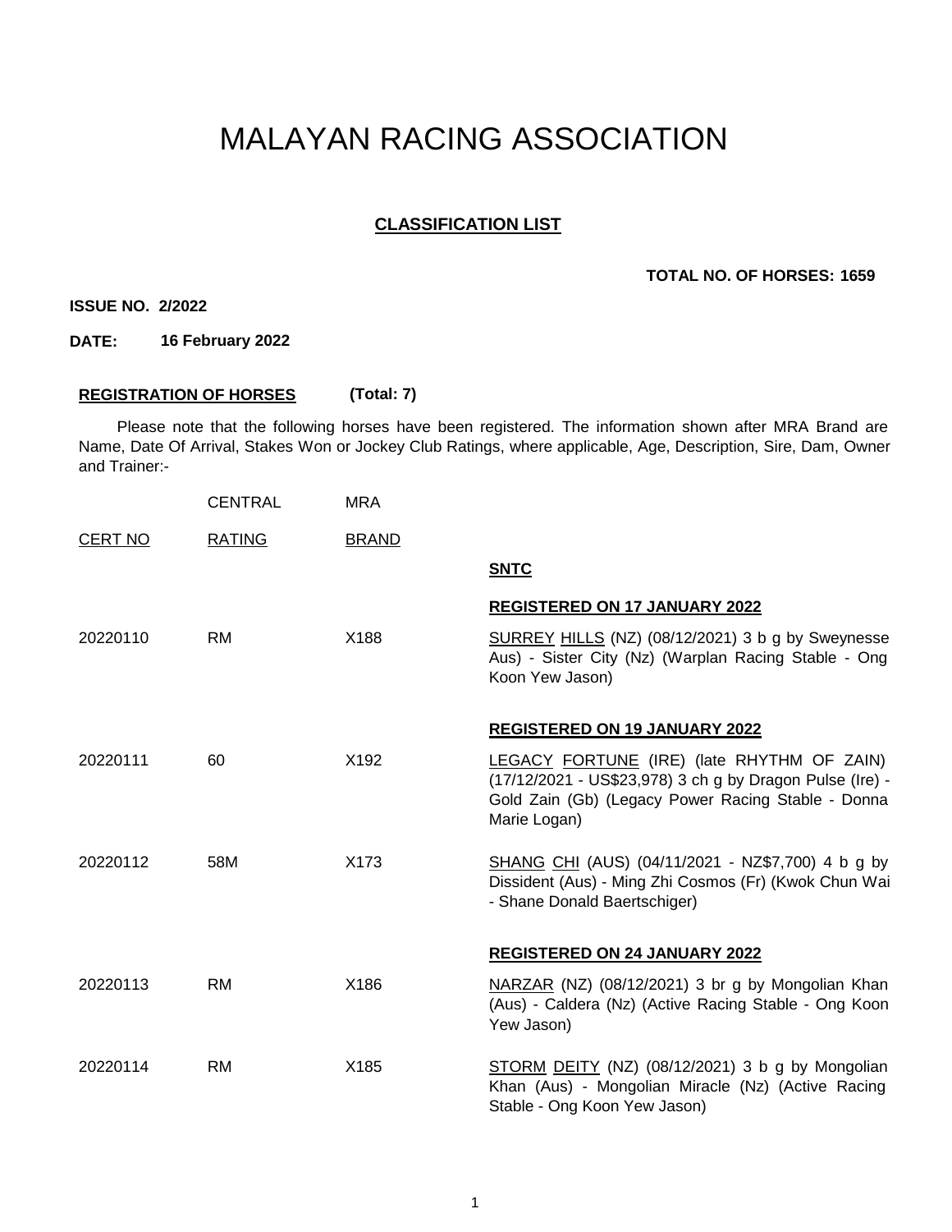# MALAYAN RACING ASSOCIATION

## CLASSIFICATION LIST

**TOTAL NO. OF HORSES: 1659**

**ISSUE NO. 2/2022**

**DATE: 16 February 2022**

**REGISTRATION OF HORSES (Total: 7)**

Please note that the following horses have been registered. The information shown after MRA Brand are Name, Date Of Arrival, Stakes Won or Jockey Club Ratings, where applicable, Age, Description, Sire, Dam, Owner and Trainer:-

| CERT NO | CENTRAL RATING | MRA BRAND | |
|---|---|---|---|
| | | | **SNTC** |
| | | | **REGISTERED ON 17 JANUARY 2022** |
| 20220110 | RM | X188 | SURREY HILLS (NZ) (08/12/2021) 3 b g by Sweynesse Aus) - Sister City (Nz) (Warplan Racing Stable - Ong Koon Yew Jason) |
| | | | **REGISTERED ON 19 JANUARY 2022** |
| 20220111 | 60 | X192 | LEGACY FORTUNE (IRE) (late RHYTHM OF ZAIN) (17/12/2021 - US$23,978) 3 ch g by Dragon Pulse (Ire) - Gold Zain (Gb) (Legacy Power Racing Stable - Donna Marie Logan) |
| 20220112 | 58M | X173 | SHANG CHI (AUS) (04/11/2021 - NZ$7,700) 4 b g by Dissident (Aus) - Ming Zhi Cosmos (Fr) (Kwok Chun Wai - Shane Donald Baertschiger) |
| | | | **REGISTERED ON 24 JANUARY 2022** |
| 20220113 | RM | X186 | NARZAR (NZ) (08/12/2021) 3 br g by Mongolian Khan (Aus) - Caldera (Nz) (Active Racing Stable - Ong Koon Yew Jason) |
| 20220114 | RM | X185 | STORM DEITY (NZ) (08/12/2021) 3 b g by Mongolian Khan (Aus) - Mongolian Miracle (Nz) (Active Racing Stable - Ong Koon Yew Jason) |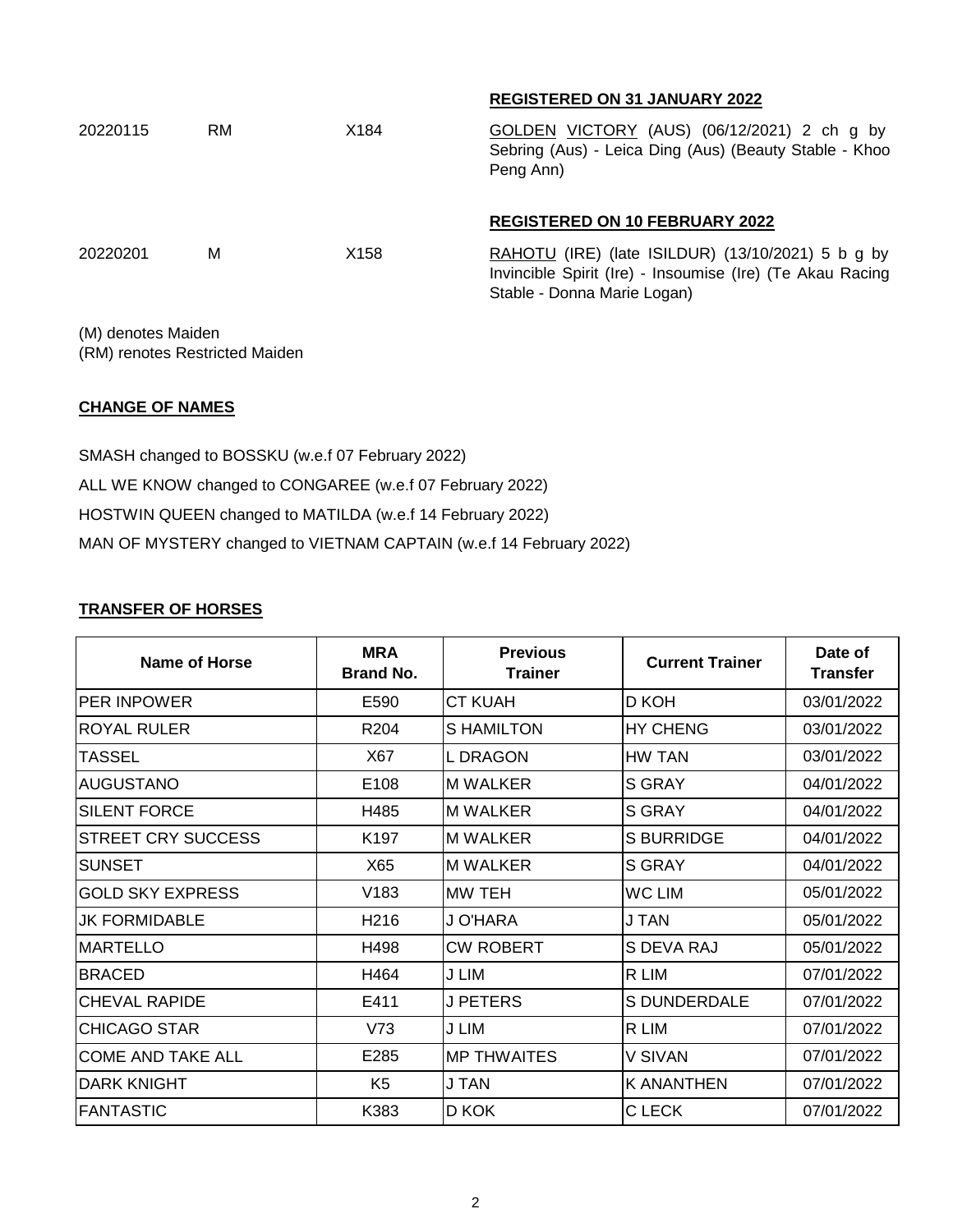**REGISTERED ON 31 JANUARY 2022**

20220115 RM X184 GOLDEN VICTORY (AUS) (06/12/2021) 2 ch g by Sebring (Aus) - Leica Ding (Aus) (Beauty Stable - Khoo Peng Ann)

**REGISTERED ON 10 FEBRUARY 2022**

20220201 M X158 RAHOTU (IRE) (late ISILDUR) (13/10/2021) 5 b g by Invincible Spirit (Ire) - Insoumise (Ire) (Te Akau Racing Stable - Donna Marie Logan)

(M) denotes Maiden
(RM) renotes Restricted Maiden

## CHANGE OF NAMES

SMASH changed to BOSSKU (w.e.f 07 February 2022)

ALL WE KNOW changed to CONGAREE (w.e.f 07 February 2022)

HOSTWIN QUEEN changed to MATILDA (w.e.f 14 February 2022)

MAN OF MYSTERY changed to VIETNAM CAPTAIN (w.e.f 14 February 2022)

## TRANSFER OF HORSES

| Name of Horse | MRA Brand No. | Previous Trainer | Current Trainer | Date of Transfer |
|---|---|---|---|---|
| PER INPOWER | E590 | CT KUAH | D KOH | 03/01/2022 |
| ROYAL RULER | R204 | S HAMILTON | HY CHENG | 03/01/2022 |
| TASSEL | X67 | L DRAGON | HW TAN | 03/01/2022 |
| AUGUSTANO | E108 | M WALKER | S GRAY | 04/01/2022 |
| SILENT FORCE | H485 | M WALKER | S GRAY | 04/01/2022 |
| STREET CRY SUCCESS | K197 | M WALKER | S BURRIDGE | 04/01/2022 |
| SUNSET | X65 | M WALKER | S GRAY | 04/01/2022 |
| GOLD SKY EXPRESS | V183 | MW TEH | WC LIM | 05/01/2022 |
| JK FORMIDABLE | H216 | J O'HARA | J TAN | 05/01/2022 |
| MARTELLO | H498 | CW ROBERT | S DEVA RAJ | 05/01/2022 |
| BRACED | H464 | J LIM | R LIM | 07/01/2022 |
| CHEVAL RAPIDE | E411 | J PETERS | S DUNDERDALE | 07/01/2022 |
| CHICAGO STAR | V73 | J LIM | R LIM | 07/01/2022 |
| COME AND TAKE ALL | E285 | MP THWAITES | V SIVAN | 07/01/2022 |
| DARK KNIGHT | K5 | J TAN | K ANANTHEN | 07/01/2022 |
| FANTASTIC | K383 | D KOK | C LECK | 07/01/2022 |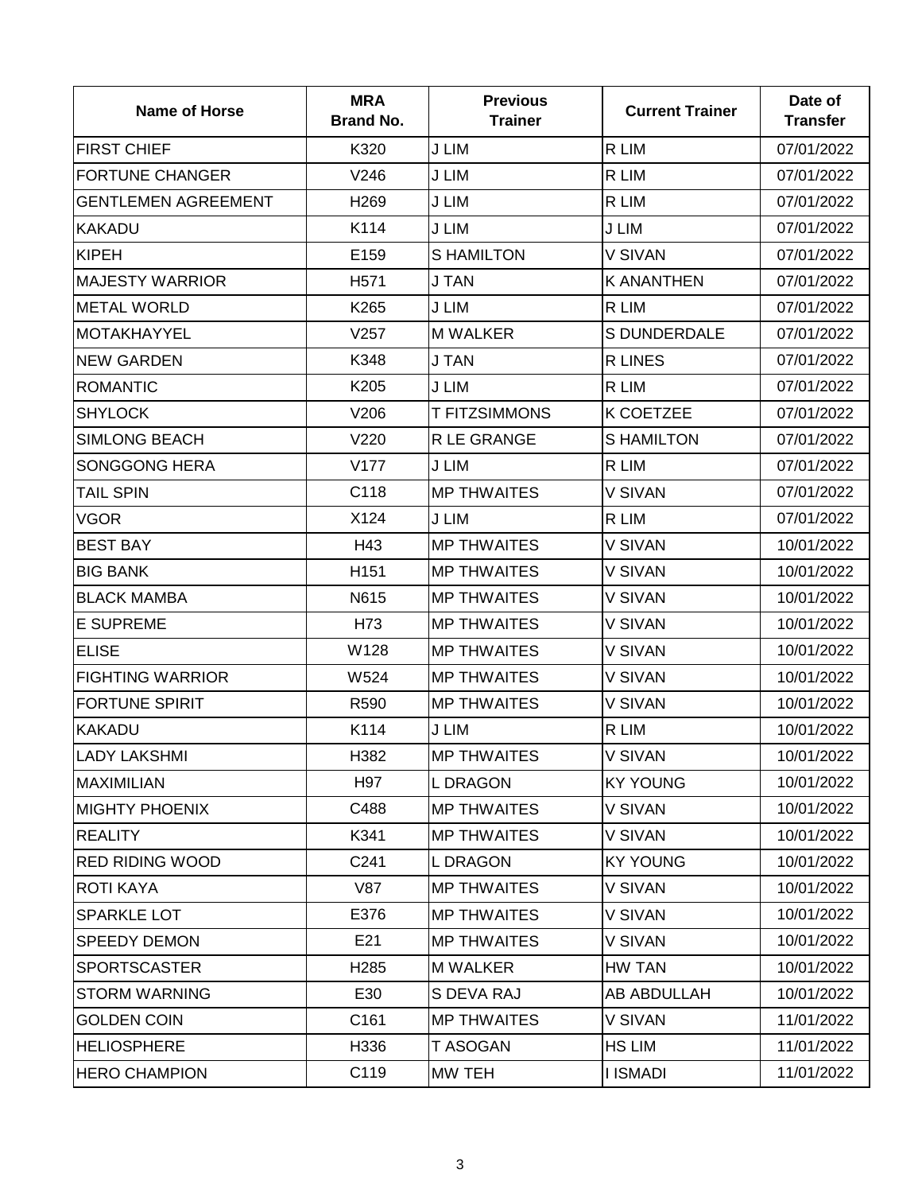| Name of Horse | MRA Brand No. | Previous Trainer | Current Trainer | Date of Transfer |
|---|---|---|---|---|
| FIRST CHIEF | K320 | J LIM | R LIM | 07/01/2022 |
| FORTUNE CHANGER | V246 | J LIM | R LIM | 07/01/2022 |
| GENTLEMEN AGREEMENT | H269 | J LIM | R LIM | 07/01/2022 |
| KAKADU | K114 | J LIM | J LIM | 07/01/2022 |
| KIPEH | E159 | S HAMILTON | V SIVAN | 07/01/2022 |
| MAJESTY WARRIOR | H571 | J TAN | K ANANTHEN | 07/01/2022 |
| METAL WORLD | K265 | J LIM | R LIM | 07/01/2022 |
| MOTAKHAYYEL | V257 | M WALKER | S DUNDERDALE | 07/01/2022 |
| NEW GARDEN | K348 | J TAN | R LINES | 07/01/2022 |
| ROMANTIC | K205 | J LIM | R LIM | 07/01/2022 |
| SHYLOCK | V206 | T FITZSIMMONS | K COETZEE | 07/01/2022 |
| SIMLONG BEACH | V220 | R LE GRANGE | S HAMILTON | 07/01/2022 |
| SONGGONG HERA | V177 | J LIM | R LIM | 07/01/2022 |
| TAIL SPIN | C118 | MP THWAITES | V SIVAN | 07/01/2022 |
| VGOR | X124 | J LIM | R LIM | 07/01/2022 |
| BEST BAY | H43 | MP THWAITES | V SIVAN | 10/01/2022 |
| BIG BANK | H151 | MP THWAITES | V SIVAN | 10/01/2022 |
| BLACK MAMBA | N615 | MP THWAITES | V SIVAN | 10/01/2022 |
| E SUPREME | H73 | MP THWAITES | V SIVAN | 10/01/2022 |
| ELISE | W128 | MP THWAITES | V SIVAN | 10/01/2022 |
| FIGHTING WARRIOR | W524 | MP THWAITES | V SIVAN | 10/01/2022 |
| FORTUNE SPIRIT | R590 | MP THWAITES | V SIVAN | 10/01/2022 |
| KAKADU | K114 | J LIM | R LIM | 10/01/2022 |
| LADY LAKSHMI | H382 | MP THWAITES | V SIVAN | 10/01/2022 |
| MAXIMILIAN | H97 | L DRAGON | KY YOUNG | 10/01/2022 |
| MIGHTY PHOENIX | C488 | MP THWAITES | V SIVAN | 10/01/2022 |
| REALITY | K341 | MP THWAITES | V SIVAN | 10/01/2022 |
| RED RIDING WOOD | C241 | L DRAGON | KY YOUNG | 10/01/2022 |
| ROTI KAYA | V87 | MP THWAITES | V SIVAN | 10/01/2022 |
| SPARKLE LOT | E376 | MP THWAITES | V SIVAN | 10/01/2022 |
| SPEEDY DEMON | E21 | MP THWAITES | V SIVAN | 10/01/2022 |
| SPORTSCASTER | H285 | M WALKER | HW TAN | 10/01/2022 |
| STORM WARNING | E30 | S DEVA RAJ | AB ABDULLAH | 10/01/2022 |
| GOLDEN COIN | C161 | MP THWAITES | V SIVAN | 11/01/2022 |
| HELIOSPHERE | H336 | T ASOGAN | HS LIM | 11/01/2022 |
| HERO CHAMPION | C119 | MW TEH | I ISMADI | 11/01/2022 |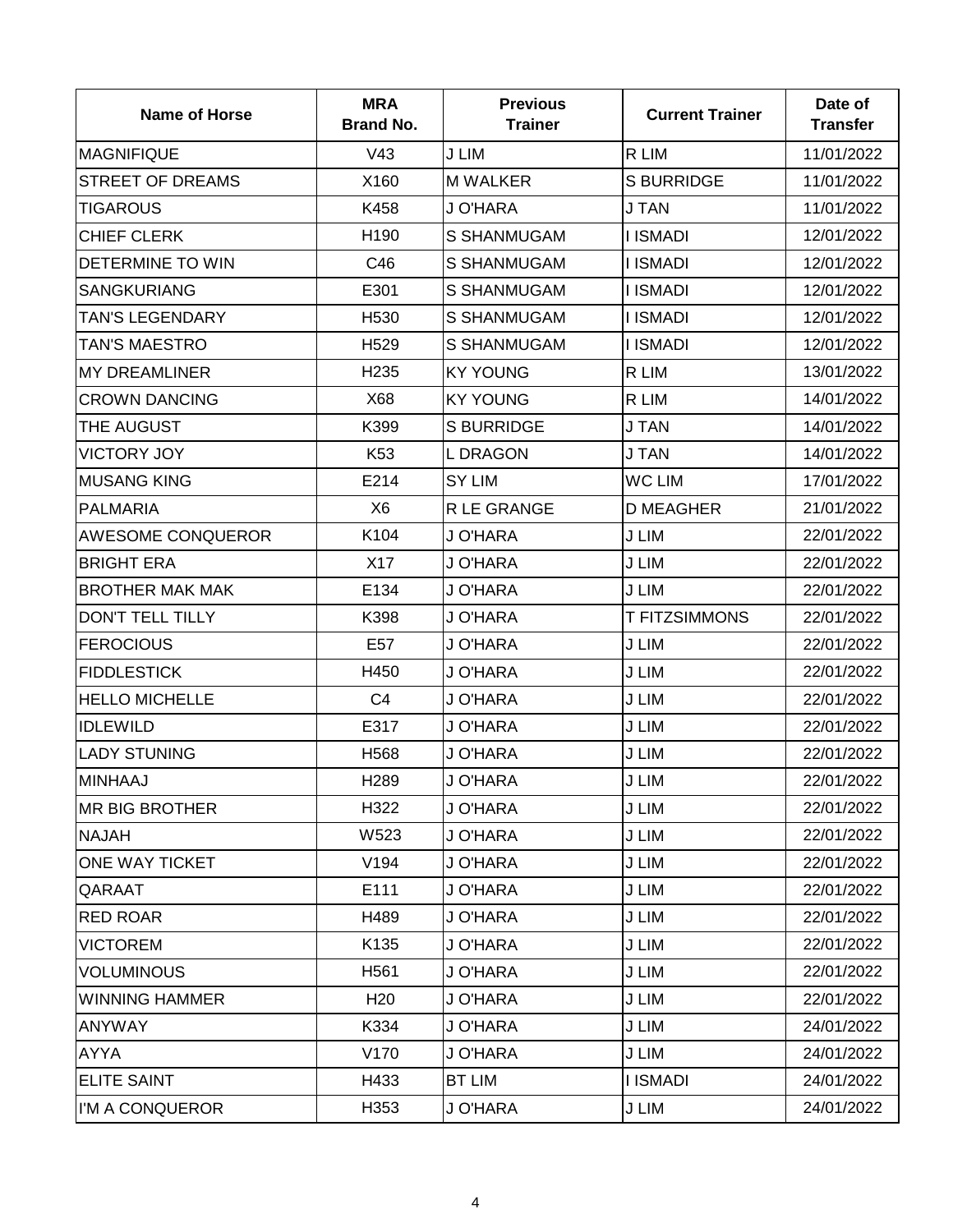| Name of Horse | MRA Brand No. | Previous Trainer | Current Trainer | Date of Transfer |
|---|---|---|---|---|
| MAGNIFIQUE | V43 | J LIM | R LIM | 11/01/2022 |
| STREET OF DREAMS | X160 | M WALKER | S BURRIDGE | 11/01/2022 |
| TIGAROUS | K458 | J O'HARA | J TAN | 11/01/2022 |
| CHIEF CLERK | H190 | S SHANMUGAM | I ISMADI | 12/01/2022 |
| DETERMINE TO WIN | C46 | S SHANMUGAM | I ISMADI | 12/01/2022 |
| SANGKURIANG | E301 | S SHANMUGAM | I ISMADI | 12/01/2022 |
| TAN'S LEGENDARY | H530 | S SHANMUGAM | I ISMADI | 12/01/2022 |
| TAN'S MAESTRO | H529 | S SHANMUGAM | I ISMADI | 12/01/2022 |
| MY DREAMLINER | H235 | KY YOUNG | R LIM | 13/01/2022 |
| CROWN DANCING | X68 | KY YOUNG | R LIM | 14/01/2022 |
| THE AUGUST | K399 | S BURRIDGE | J TAN | 14/01/2022 |
| VICTORY JOY | K53 | L DRAGON | J TAN | 14/01/2022 |
| MUSANG KING | E214 | SY LIM | WC LIM | 17/01/2022 |
| PALMARIA | X6 | R LE GRANGE | D MEAGHER | 21/01/2022 |
| AWESOME CONQUEROR | K104 | J O'HARA | J LIM | 22/01/2022 |
| BRIGHT ERA | X17 | J O'HARA | J LIM | 22/01/2022 |
| BROTHER MAK MAK | E134 | J O'HARA | J LIM | 22/01/2022 |
| DON'T TELL TILLY | K398 | J O'HARA | T FITZSIMMONS | 22/01/2022 |
| FEROCIOUS | E57 | J O'HARA | J LIM | 22/01/2022 |
| FIDDLESTICK | H450 | J O'HARA | J LIM | 22/01/2022 |
| HELLO MICHELLE | C4 | J O'HARA | J LIM | 22/01/2022 |
| IDLEWILD | E317 | J O'HARA | J LIM | 22/01/2022 |
| LADY STUNING | H568 | J O'HARA | J LIM | 22/01/2022 |
| MINHAAJ | H289 | J O'HARA | J LIM | 22/01/2022 |
| MR BIG BROTHER | H322 | J O'HARA | J LIM | 22/01/2022 |
| NAJAH | W523 | J O'HARA | J LIM | 22/01/2022 |
| ONE WAY TICKET | V194 | J O'HARA | J LIM | 22/01/2022 |
| QARAAT | E111 | J O'HARA | J LIM | 22/01/2022 |
| RED ROAR | H489 | J O'HARA | J LIM | 22/01/2022 |
| VICTOREM | K135 | J O'HARA | J LIM | 22/01/2022 |
| VOLUMINOUS | H561 | J O'HARA | J LIM | 22/01/2022 |
| WINNING HAMMER | H20 | J O'HARA | J LIM | 22/01/2022 |
| ANYWAY | K334 | J O'HARA | J LIM | 24/01/2022 |
| AYYA | V170 | J O'HARA | J LIM | 24/01/2022 |
| ELITE SAINT | H433 | BT LIM | I ISMADI | 24/01/2022 |
| I'M A CONQUEROR | H353 | J O'HARA | J LIM | 24/01/2022 |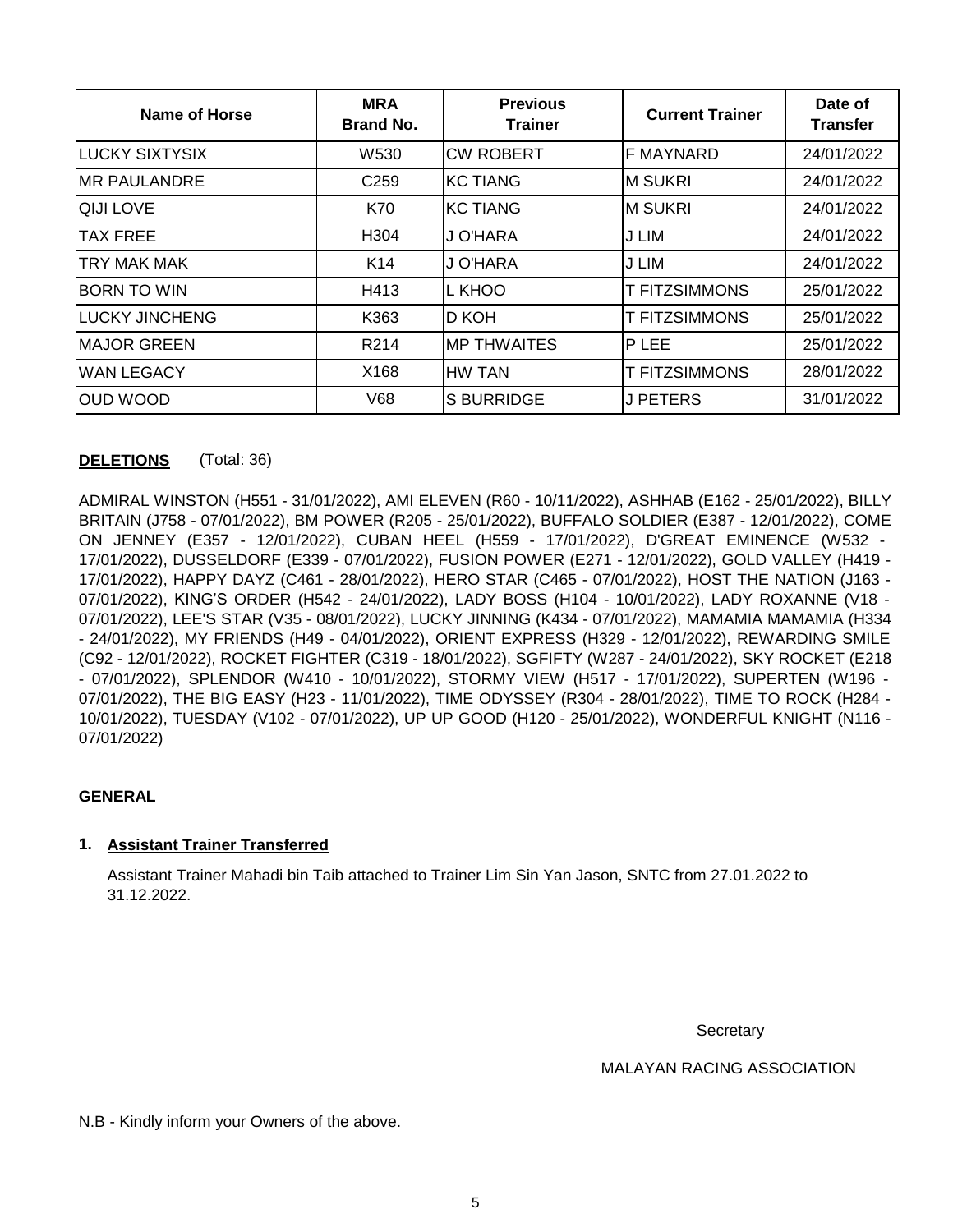| Name of Horse | MRA Brand No. | Previous Trainer | Current Trainer | Date of Transfer |
|---|---|---|---|---|
| LUCKY SIXTYSIX | W530 | CW ROBERT | F MAYNARD | 24/01/2022 |
| MR PAULANDRE | C259 | KC TIANG | M SUKRI | 24/01/2022 |
| QIJI LOVE | K70 | KC TIANG | M SUKRI | 24/01/2022 |
| TAX FREE | H304 | J O'HARA | J LIM | 24/01/2022 |
| TRY MAK MAK | K14 | J O'HARA | J LIM | 24/01/2022 |
| BORN TO WIN | H413 | L KHOO | T FITZSIMMONS | 25/01/2022 |
| LUCKY JINCHENG | K363 | D KOH | T FITZSIMMONS | 25/01/2022 |
| MAJOR GREEN | R214 | MP THWAITES | P LEE | 25/01/2022 |
| WAN LEGACY | X168 | HW TAN | T FITZSIMMONS | 28/01/2022 |
| OUD WOOD | V68 | S BURRIDGE | J PETERS | 31/01/2022 |

**DELETIONS** (Total: 36)

ADMIRAL WINSTON (H551 - 31/01/2022), AMI ELEVEN (R60 - 10/11/2022), ASHHAB (E162 - 25/01/2022), BILLY BRITAIN (J758 - 07/01/2022), BM POWER (R205 - 25/01/2022), BUFFALO SOLDIER (E387 - 12/01/2022), COME ON JENNEY (E357 - 12/01/2022), CUBAN HEEL (H559 - 17/01/2022), D'GREAT EMINENCE (W532 - 17/01/2022), DUSSELDORF (E339 - 07/01/2022), FUSION POWER (E271 - 12/01/2022), GOLD VALLEY (H419 - 17/01/2022), HAPPY DAYZ (C461 - 28/01/2022), HERO STAR (C465 - 07/01/2022), HOST THE NATION (J163 - 07/01/2022), KING'S ORDER (H542 - 24/01/2022), LADY BOSS (H104 - 10/01/2022), LADY ROXANNE (V18 - 07/01/2022), LEE'S STAR (V35 - 08/01/2022), LUCKY JINNING (K434 - 07/01/2022), MAMAMIA MAMAMIA (H334 - 24/01/2022), MY FRIENDS (H49 - 04/01/2022), ORIENT EXPRESS (H329 - 12/01/2022), REWARDING SMILE (C92 - 12/01/2022), ROCKET FIGHTER (C319 - 18/01/2022), SGFIFTY (W287 - 24/01/2022), SKY ROCKET (E218 - 07/01/2022), SPLENDOR (W410 - 10/01/2022), STORMY VIEW (H517 - 17/01/2022), SUPERTEN (W196 - 07/01/2022), THE BIG EASY (H23 - 11/01/2022), TIME ODYSSEY (R304 - 28/01/2022), TIME TO ROCK (H284 - 10/01/2022), TUESDAY (V102 - 07/01/2022), UP UP GOOD (H120 - 25/01/2022), WONDERFUL KNIGHT (N116 - 07/01/2022)

**GENERAL**

**1. Assistant Trainer Transferred**

Assistant Trainer Mahadi bin Taib attached to Trainer Lim Sin Yan Jason, SNTC from 27.01.2022 to 31.12.2022.

Secretary

MALAYAN RACING ASSOCIATION

N.B - Kindly inform your Owners of the above.